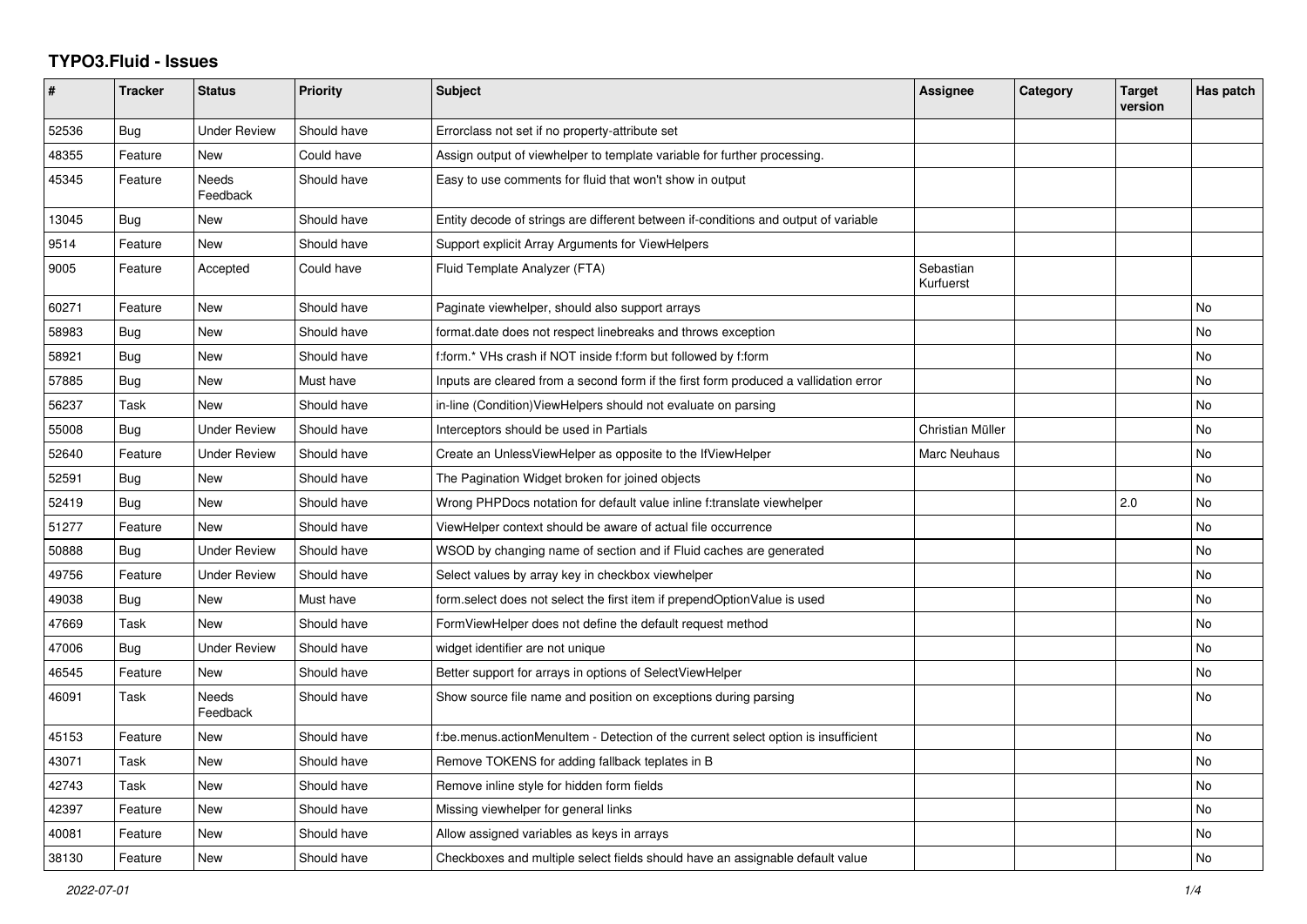# TYPO3.Fluid - Issues

| # | Tracker | Status | Priority | Subject | Assignee | Category | Target version | Has patch |
|---|---|---|---|---|---|---|---|---|
| 52536 | Bug | Under Review | Should have | Errorclass not set if no property-attribute set | | | | |
| 48355 | Feature | New | Could have | Assign output of viewhelper to template variable for further processing. | | | | |
| 45345 | Feature | Needs Feedback | Should have | Easy to use comments for fluid that won't show in output | | | | |
| 13045 | Bug | New | Should have | Entity decode of strings are different between if-conditions and output of variable | | | | |
| 9514 | Feature | New | Should have | Support explicit Array Arguments for ViewHelpers | | | | |
| 9005 | Feature | Accepted | Could have | Fluid Template Analyzer (FTA) | Sebastian Kurfuerst | | | |
| 60271 | Feature | New | Should have | Paginate viewhelper, should also support arrays | | | | No |
| 58983 | Bug | New | Should have | format.date does not respect linebreaks and throws exception | | | | No |
| 58921 | Bug | New | Should have | f:form.* VHs crash if NOT inside f:form but followed by f:form | | | | No |
| 57885 | Bug | New | Must have | Inputs are cleared from a second form if the first form produced a vallidation error | | | | No |
| 56237 | Task | New | Should have | in-line (Condition)ViewHelpers should not evaluate on parsing | | | | No |
| 55008 | Bug | Under Review | Should have | Interceptors should be used in Partials | Christian Müller | | | No |
| 52640 | Feature | Under Review | Should have | Create an UnlessViewHelper as opposite to the IfViewHelper | Marc Neuhaus | | | No |
| 52591 | Bug | New | Should have | The Pagination Widget broken for joined objects | | | | No |
| 52419 | Bug | New | Should have | Wrong PHPDocs notation for default value inline f:translate viewhelper | | | 2.0 | No |
| 51277 | Feature | New | Should have | ViewHelper context should be aware of actual file occurrence | | | | No |
| 50888 | Bug | Under Review | Should have | WSOD by changing name of section and if Fluid caches are generated | | | | No |
| 49756 | Feature | Under Review | Should have | Select values by array key in checkbox viewhelper | | | | No |
| 49038 | Bug | New | Must have | form.select does not select the first item if prependOptionValue is used | | | | No |
| 47669 | Task | New | Should have | FormViewHelper does not define the default request method | | | | No |
| 47006 | Bug | Under Review | Should have | widget identifier are not unique | | | | No |
| 46545 | Feature | New | Should have | Better support for arrays in options of SelectViewHelper | | | | No |
| 46091 | Task | Needs Feedback | Should have | Show source file name and position on exceptions during parsing | | | | No |
| 45153 | Feature | New | Should have | f:be.menus.actionMenuItem - Detection of the current select option is insufficient | | | | No |
| 43071 | Task | New | Should have | Remove TOKENS for adding fallback teplates in B | | | | No |
| 42743 | Task | New | Should have | Remove inline style for hidden form fields | | | | No |
| 42397 | Feature | New | Should have | Missing viewhelper for general links | | | | No |
| 40081 | Feature | New | Should have | Allow assigned variables as keys in arrays | | | | No |
| 38130 | Feature | New | Should have | Checkboxes and multiple select fields should have an assignable default value | | | | No |

*2022-07-01*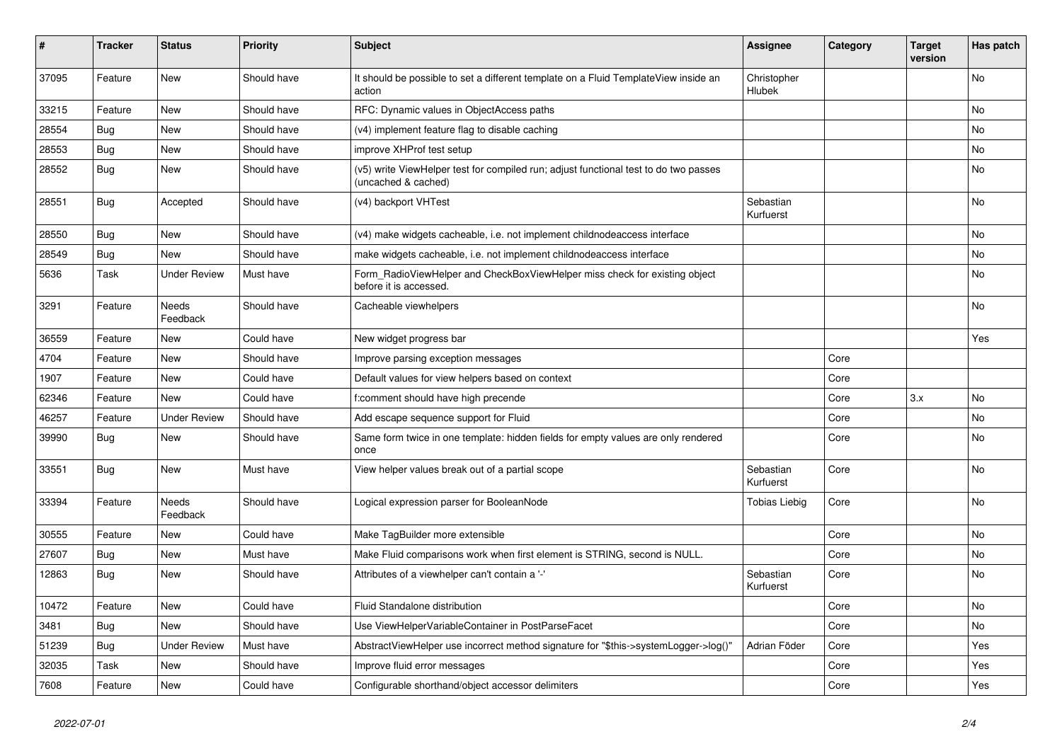| # | Tracker | Status | Priority | Subject | Assignee | Category | Target version | Has patch |
|---|---|---|---|---|---|---|---|---|
| 37095 | Feature | New | Should have | It should be possible to set a different template on a Fluid TemplateView inside an action | Christopher Hlubek | | | No |
| 33215 | Feature | New | Should have | RFC: Dynamic values in ObjectAccess paths | | | | No |
| 28554 | Bug | New | Should have | (v4) implement feature flag to disable caching | | | | No |
| 28553 | Bug | New | Should have | improve XHProf test setup | | | | No |
| 28552 | Bug | New | Should have | (v5) write ViewHelper test for compiled run; adjust functional test to do two passes (uncached & cached) | | | | No |
| 28551 | Bug | Accepted | Should have | (v4) backport VHTest | Sebastian Kurfuerst | | | No |
| 28550 | Bug | New | Should have | (v4) make widgets cacheable, i.e. not implement childnodeaccess interface | | | | No |
| 28549 | Bug | New | Should have | make widgets cacheable, i.e. not implement childnodeaccess interface | | | | No |
| 5636 | Task | Under Review | Must have | Form_RadioViewHelper and CheckBoxViewHelper miss check for existing object before it is accessed. | | | | No |
| 3291 | Feature | Needs Feedback | Should have | Cacheable viewhelpers | | | | No |
| 36559 | Feature | New | Could have | New widget progress bar | | | | Yes |
| 4704 | Feature | New | Should have | Improve parsing exception messages | | Core | | |
| 1907 | Feature | New | Could have | Default values for view helpers based on context | | Core | | |
| 62346 | Feature | New | Could have | f:comment should have high precende | | Core | 3.x | No |
| 46257 | Feature | Under Review | Should have | Add escape sequence support for Fluid | | Core | | No |
| 39990 | Bug | New | Should have | Same form twice in one template: hidden fields for empty values are only rendered once | | Core | | No |
| 33551 | Bug | New | Must have | View helper values break out of a partial scope | Sebastian Kurfuerst | Core | | No |
| 33394 | Feature | Needs Feedback | Should have | Logical expression parser for BooleanNode | Tobias Liebig | Core | | No |
| 30555 | Feature | New | Could have | Make TagBuilder more extensible | | Core | | No |
| 27607 | Bug | New | Must have | Make Fluid comparisons work when first element is STRING, second is NULL. | | Core | | No |
| 12863 | Bug | New | Should have | Attributes of a viewhelper can't contain a '-' | Sebastian Kurfuerst | Core | | No |
| 10472 | Feature | New | Could have | Fluid Standalone distribution | | Core | | No |
| 3481 | Bug | New | Should have | Use ViewHelperVariableContainer in PostParseFacet | | Core | | No |
| 51239 | Bug | Under Review | Must have | AbstractViewHelper use incorrect method signature for "$this->systemLogger->log()" | Adrian Föder | Core | | Yes |
| 32035 | Task | New | Should have | Improve fluid error messages | | Core | | Yes |
| 7608 | Feature | New | Could have | Configurable shorthand/object accessor delimiters | | Core | | Yes |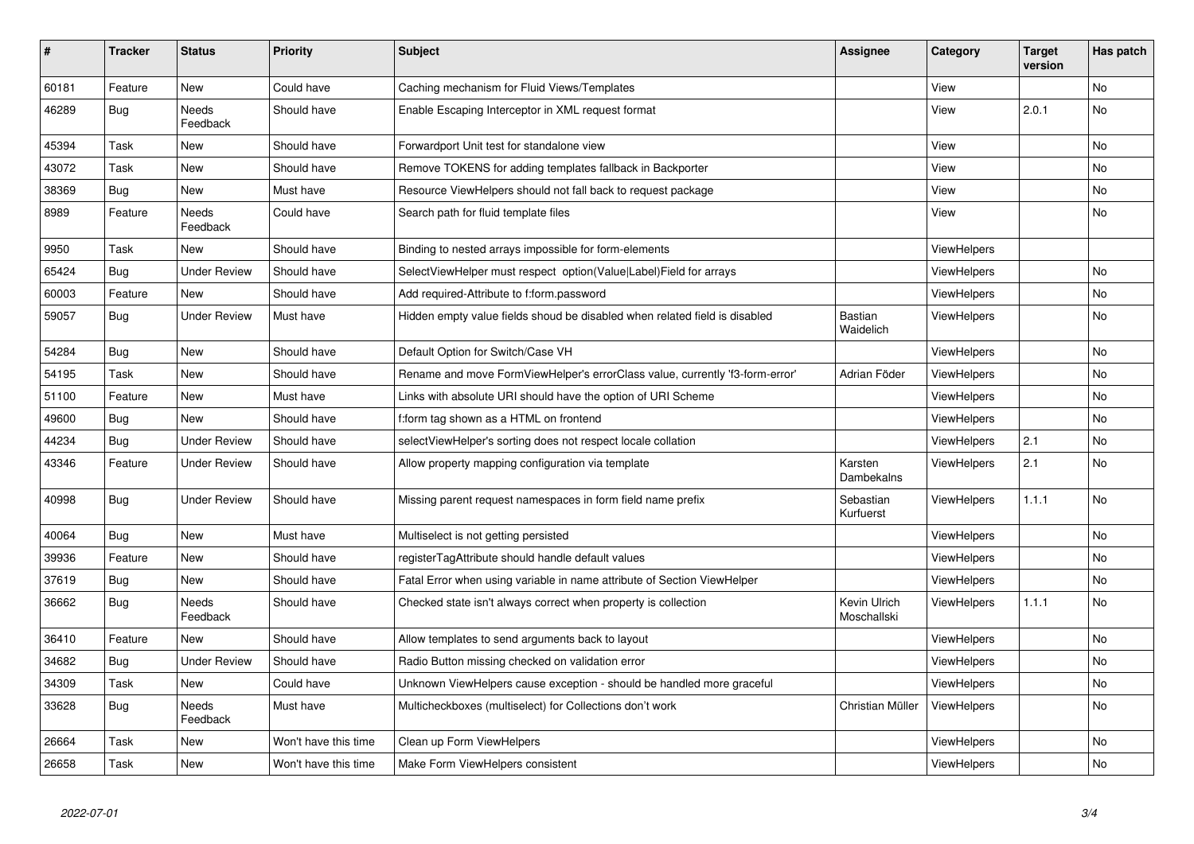| # | Tracker | Status | Priority | Subject | Assignee | Category | Target version | Has patch |
|---|---|---|---|---|---|---|---|---|
| 60181 | Feature | New | Could have | Caching mechanism for Fluid Views/Templates | | View | | No |
| 46289 | Bug | Needs Feedback | Should have | Enable Escaping Interceptor in XML request format | | View | 2.0.1 | No |
| 45394 | Task | New | Should have | Forwardport Unit test for standalone view | | View | | No |
| 43072 | Task | New | Should have | Remove TOKENS for adding templates fallback in Backporter | | View | | No |
| 38369 | Bug | New | Must have | Resource ViewHelpers should not fall back to request package | | View | | No |
| 8989 | Feature | Needs Feedback | Could have | Search path for fluid template files | | View | | No |
| 9950 | Task | New | Should have | Binding to nested arrays impossible for form-elements | | ViewHelpers | | |
| 65424 | Bug | Under Review | Should have | SelectViewHelper must respect option(Value\|Label)Field for arrays | | ViewHelpers | | No |
| 60003 | Feature | New | Should have | Add required-Attribute to f:form.password | | ViewHelpers | | No |
| 59057 | Bug | Under Review | Must have | Hidden empty value fields shoud be disabled when related field is disabled | Bastian Waidelich | ViewHelpers | | No |
| 54284 | Bug | New | Should have | Default Option for Switch/Case VH | | ViewHelpers | | No |
| 54195 | Task | New | Should have | Rename and move FormViewHelper's errorClass value, currently 'f3-form-error' | Adrian Föder | ViewHelpers | | No |
| 51100 | Feature | New | Must have | Links with absolute URI should have the option of URI Scheme | | ViewHelpers | | No |
| 49600 | Bug | New | Should have | f:form tag shown as a HTML on frontend | | ViewHelpers | | No |
| 44234 | Bug | Under Review | Should have | selectViewHelper's sorting does not respect locale collation | | ViewHelpers | 2.1 | No |
| 43346 | Feature | Under Review | Should have | Allow property mapping configuration via template | Karsten Dambekalns | ViewHelpers | 2.1 | No |
| 40998 | Bug | Under Review | Should have | Missing parent request namespaces in form field name prefix | Sebastian Kurfuerst | ViewHelpers | 1.1.1 | No |
| 40064 | Bug | New | Must have | Multiselect is not getting persisted | | ViewHelpers | | No |
| 39936 | Feature | New | Should have | registerTagAttribute should handle default values | | ViewHelpers | | No |
| 37619 | Bug | New | Should have | Fatal Error when using variable in name attribute of Section ViewHelper | | ViewHelpers | | No |
| 36662 | Bug | Needs Feedback | Should have | Checked state isn't always correct when property is collection | Kevin Ulrich Moschallski | ViewHelpers | 1.1.1 | No |
| 36410 | Feature | New | Should have | Allow templates to send arguments back to layout | | ViewHelpers | | No |
| 34682 | Bug | Under Review | Should have | Radio Button missing checked on validation error | | ViewHelpers | | No |
| 34309 | Task | New | Could have | Unknown ViewHelpers cause exception - should be handled more graceful | | ViewHelpers | | No |
| 33628 | Bug | Needs Feedback | Must have | Multicheckboxes (multiselect) for Collections don't work | Christian Müller | ViewHelpers | | No |
| 26664 | Task | New | Won't have this time | Clean up Form ViewHelpers | | ViewHelpers | | No |
| 26658 | Task | New | Won't have this time | Make Form ViewHelpers consistent | | ViewHelpers | | No |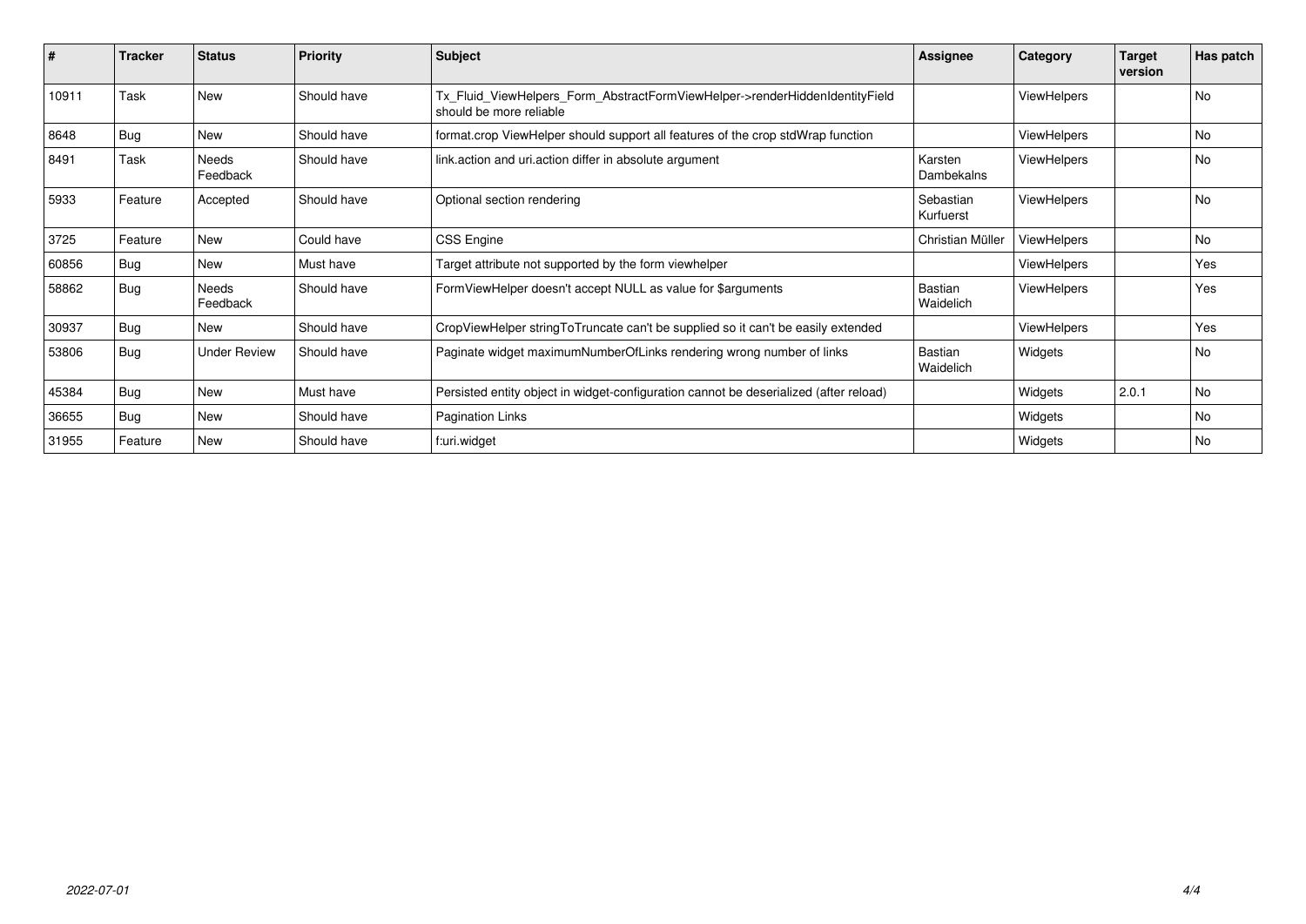| # | Tracker | Status | Priority | Subject | Assignee | Category | Target version | Has patch |
|---|---|---|---|---|---|---|---|---|
| 10911 | Task | New | Should have | Tx_Fluid_ViewHelpers_Form_AbstractFormViewHelper->renderHiddenIdentityField should be more reliable | | ViewHelpers | | No |
| 8648 | Bug | New | Should have | format.crop ViewHelper should support all features of the crop stdWrap function | | ViewHelpers | | No |
| 8491 | Task | Needs Feedback | Should have | link.action and uri.action differ in absolute argument | Karsten Dambekalns | ViewHelpers | | No |
| 5933 | Feature | Accepted | Should have | Optional section rendering | Sebastian Kurfuerst | ViewHelpers | | No |
| 3725 | Feature | New | Could have | CSS Engine | Christian Müller | ViewHelpers | | No |
| 60856 | Bug | New | Must have | Target attribute not supported by the form viewhelper | | ViewHelpers | | Yes |
| 58862 | Bug | Needs Feedback | Should have | FormViewHelper doesn't accept NULL as value for $arguments | Bastian Waidelich | ViewHelpers | | Yes |
| 30937 | Bug | New | Should have | CropViewHelper stringToTruncate can't be supplied so it can't be easily extended | | ViewHelpers | | Yes |
| 53806 | Bug | Under Review | Should have | Paginate widget maximumNumberOfLinks rendering wrong number of links | Bastian Waidelich | Widgets | | No |
| 45384 | Bug | New | Must have | Persisted entity object in widget-configuration cannot be deserialized (after reload) | | Widgets | 2.0.1 | No |
| 36655 | Bug | New | Should have | Pagination Links | | Widgets | | No |
| 31955 | Feature | New | Should have | f:uri.widget | | Widgets | | No |